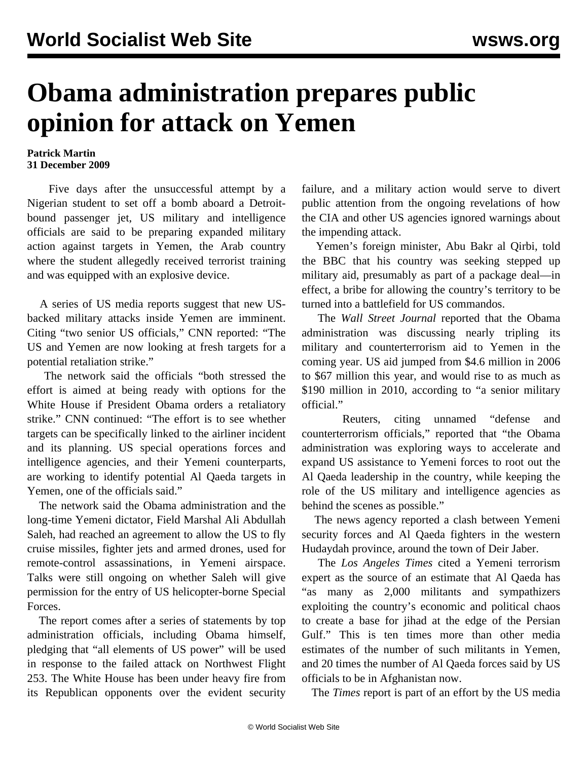# Obama administration prepares public opinion for attack on Yemen

**Patrick Martin**
**31 December 2009**

Five days after the unsuccessful attempt by a Nigerian student to set off a bomb aboard a Detroit-bound passenger jet, US military and intelligence officials are said to be preparing expanded military action against targets in Yemen, the Arab country where the student allegedly received terrorist training and was equipped with an explosive device.

A series of US media reports suggest that new US-backed military attacks inside Yemen are imminent. Citing "two senior US officials," CNN reported: "The US and Yemen are now looking at fresh targets for a potential retaliation strike."

The network said the officials "both stressed the effort is aimed at being ready with options for the White House if President Obama orders a retaliatory strike." CNN continued: "The effort is to see whether targets can be specifically linked to the airliner incident and its planning. US special operations forces and intelligence agencies, and their Yemeni counterparts, are working to identify potential Al Qaeda targets in Yemen, one of the officials said."

The network said the Obama administration and the long-time Yemeni dictator, Field Marshal Ali Abdullah Saleh, had reached an agreement to allow the US to fly cruise missiles, fighter jets and armed drones, used for remote-control assassinations, in Yemeni airspace. Talks were still ongoing on whether Saleh will give permission for the entry of US helicopter-borne Special Forces.

The report comes after a series of statements by top administration officials, including Obama himself, pledging that "all elements of US power" will be used in response to the failed attack on Northwest Flight 253. The White House has been under heavy fire from its Republican opponents over the evident security failure, and a military action would serve to divert public attention from the ongoing revelations of how the CIA and other US agencies ignored warnings about the impending attack.

Yemen's foreign minister, Abu Bakr al Qirbi, told the BBC that his country was seeking stepped up military aid, presumably as part of a package deal—in effect, a bribe for allowing the country's territory to be turned into a battlefield for US commandos.

The *Wall Street Journal* reported that the Obama administration was discussing nearly tripling its military and counterterrorism aid to Yemen in the coming year. US aid jumped from $4.6 million in 2006 to $67 million this year, and would rise to as much as $190 million in 2010, according to "a senior military official."

Reuters, citing unnamed "defense and counterterrorism officials," reported that "the Obama administration was exploring ways to accelerate and expand US assistance to Yemeni forces to root out the Al Qaeda leadership in the country, while keeping the role of the US military and intelligence agencies as behind the scenes as possible."

The news agency reported a clash between Yemeni security forces and Al Qaeda fighters in the western Hudaydah province, around the town of Deir Jaber.

The *Los Angeles Times* cited a Yemeni terrorism expert as the source of an estimate that Al Qaeda has "as many as 2,000 militants and sympathizers exploiting the country's economic and political chaos to create a base for jihad at the edge of the Persian Gulf." This is ten times more than other media estimates of the number of such militants in Yemen, and 20 times the number of Al Qaeda forces said by US officials to be in Afghanistan now.

The *Times* report is part of an effort by the US media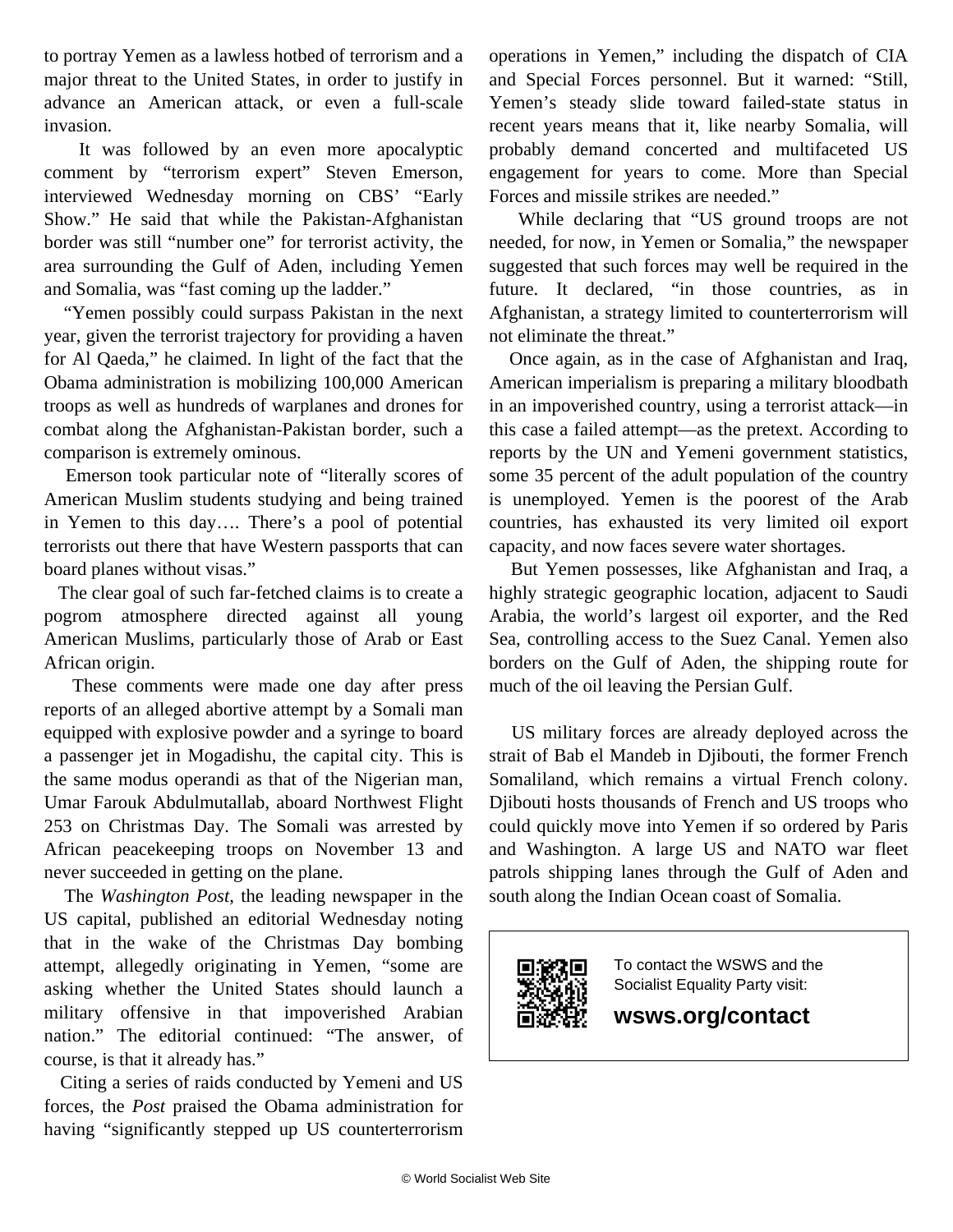to portray Yemen as a lawless hotbed of terrorism and a major threat to the United States, in order to justify in advance an American attack, or even a full-scale invasion.

It was followed by an even more apocalyptic comment by "terrorism expert" Steven Emerson, interviewed Wednesday morning on CBS' "Early Show." He said that while the Pakistan-Afghanistan border was still "number one" for terrorist activity, the area surrounding the Gulf of Aden, including Yemen and Somalia, was "fast coming up the ladder."

"Yemen possibly could surpass Pakistan in the next year, given the terrorist trajectory for providing a haven for Al Qaeda," he claimed. In light of the fact that the Obama administration is mobilizing 100,000 American troops as well as hundreds of warplanes and drones for combat along the Afghanistan-Pakistan border, such a comparison is extremely ominous.

Emerson took particular note of "literally scores of American Muslim students studying and being trained in Yemen to this day…. There's a pool of potential terrorists out there that have Western passports that can board planes without visas."

The clear goal of such far-fetched claims is to create a pogrom atmosphere directed against all young American Muslims, particularly those of Arab or East African origin.

These comments were made one day after press reports of an alleged abortive attempt by a Somali man equipped with explosive powder and a syringe to board a passenger jet in Mogadishu, the capital city. This is the same modus operandi as that of the Nigerian man, Umar Farouk Abdulmutallab, aboard Northwest Flight 253 on Christmas Day. The Somali was arrested by African peacekeeping troops on November 13 and never succeeded in getting on the plane.

The *Washington Post*, the leading newspaper in the US capital, published an editorial Wednesday noting that in the wake of the Christmas Day bombing attempt, allegedly originating in Yemen, "some are asking whether the United States should launch a military offensive in that impoverished Arabian nation." The editorial continued: "The answer, of course, is that it already has."

Citing a series of raids conducted by Yemeni and US forces, the *Post* praised the Obama administration for having "significantly stepped up US counterterrorism operations in Yemen," including the dispatch of CIA and Special Forces personnel. But it warned: "Still, Yemen's steady slide toward failed-state status in recent years means that it, like nearby Somalia, will probably demand concerted and multifaceted US engagement for years to come. More than Special Forces and missile strikes are needed."

While declaring that "US ground troops are not needed, for now, in Yemen or Somalia," the newspaper suggested that such forces may well be required in the future. It declared, "in those countries, as in Afghanistan, a strategy limited to counterterrorism will not eliminate the threat."

Once again, as in the case of Afghanistan and Iraq, American imperialism is preparing a military bloodbath in an impoverished country, using a terrorist attack—in this case a failed attempt—as the pretext. According to reports by the UN and Yemeni government statistics, some 35 percent of the adult population of the country is unemployed. Yemen is the poorest of the Arab countries, has exhausted its very limited oil export capacity, and now faces severe water shortages.

But Yemen possesses, like Afghanistan and Iraq, a highly strategic geographic location, adjacent to Saudi Arabia, the world's largest oil exporter, and the Red Sea, controlling access to the Suez Canal. Yemen also borders on the Gulf of Aden, the shipping route for much of the oil leaving the Persian Gulf.

US military forces are already deployed across the strait of Bab el Mandeb in Djibouti, the former French Somaliland, which remains a virtual French colony. Djibouti hosts thousands of French and US troops who could quickly move into Yemen if so ordered by Paris and Washington. A large US and NATO war fleet patrols shipping lanes through the Gulf of Aden and south along the Indian Ocean coast of Somalia.

To contact the WSWS and the Socialist Equality Party visit:

**wsws.org/contact**